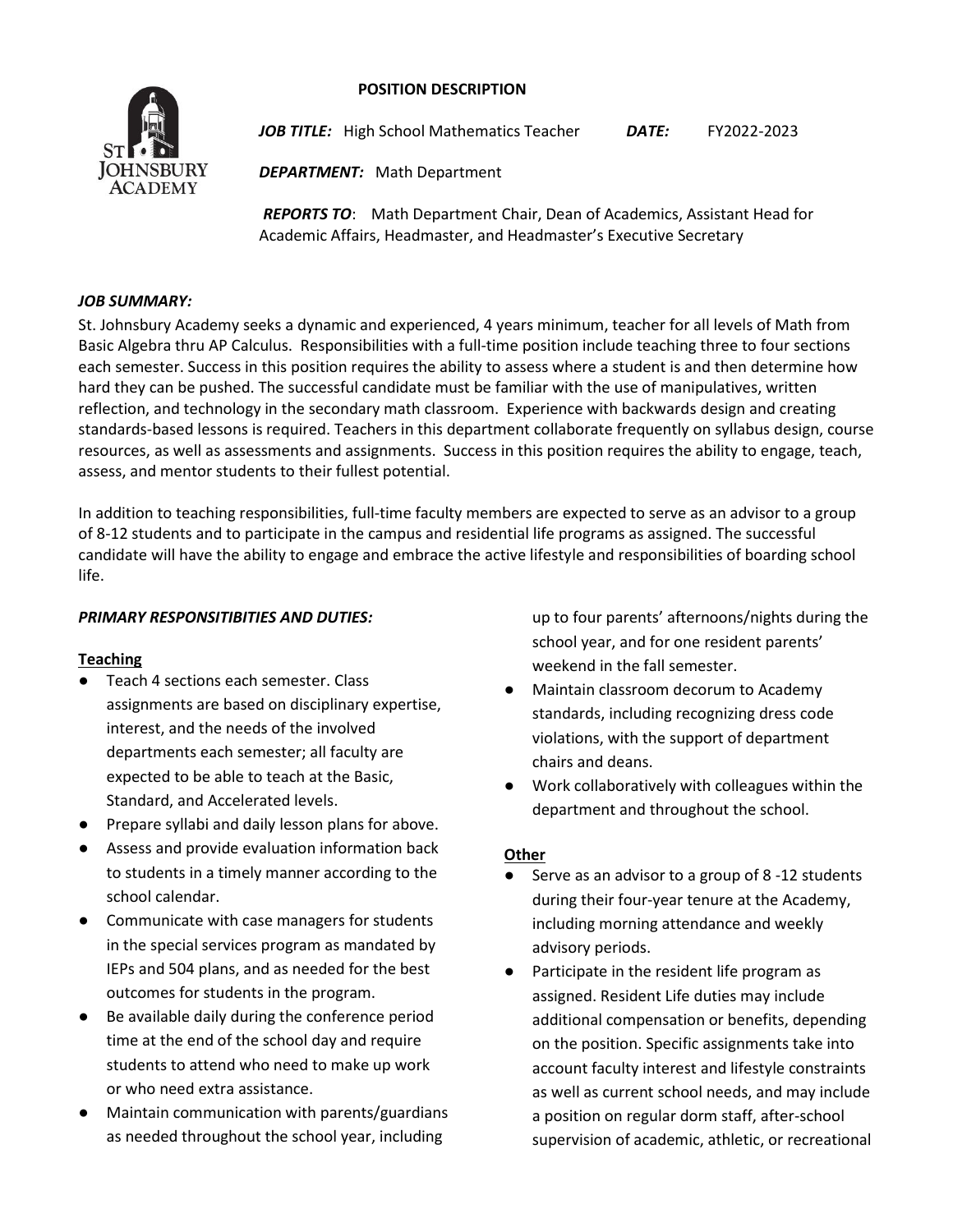# POSITION DESCRIPTION

***JOB TITLE:*** High School Mathematics Teacher ***DATE:*** FY2022-2023

***DEPARTMENT:*** Math Department

***REPORTS TO***: Math Department Chair, Dean of Academics, Assistant Head for Academic Affairs, Headmaster, and Headmaster's Executive Secretary

### *JOB SUMMARY:*

St. Johnsbury Academy seeks a dynamic and experienced, 4 years minimum, teacher for all levels of Math from Basic Algebra thru AP Calculus. Responsibilities with a full-time position include teaching three to four sections each semester. Success in this position requires the ability to assess where a student is and then determine how hard they can be pushed. The successful candidate must be familiar with the use of manipulatives, written reflection, and technology in the secondary math classroom. Experience with backwards design and creating standards-based lessons is required. Teachers in this department collaborate frequently on syllabus design, course resources, as well as assessments and assignments. Success in this position requires the ability to engage, teach, assess, and mentor students to their fullest potential.

In addition to teaching responsibilities, full-time faculty members are expected to serve as an advisor to a group of 8-12 students and to participate in the campus and residential life programs as assigned. The successful candidate will have the ability to engage and embrace the active lifestyle and responsibilities of boarding school life.

### *PRIMARY RESPONSITIBITIES AND DUTIES:*

#### Teaching

- Teach 4 sections each semester. Class assignments are based on disciplinary expertise, interest, and the needs of the involved departments each semester; all faculty are expected to be able to teach at the Basic, Standard, and Accelerated levels.
- Prepare syllabi and daily lesson plans for above.
- Assess and provide evaluation information back to students in a timely manner according to the school calendar.
- Communicate with case managers for students in the special services program as mandated by IEPs and 504 plans, and as needed for the best outcomes for students in the program.
- Be available daily during the conference period time at the end of the school day and require students to attend who need to make up work or who need extra assistance.
- Maintain communication with parents/guardians as needed throughout the school year, including up to four parents' afternoons/nights during the school year, and for one resident parents' weekend in the fall semester.
- Maintain classroom decorum to Academy standards, including recognizing dress code violations, with the support of department chairs and deans.
- Work collaboratively with colleagues within the department and throughout the school.

#### Other

- Serve as an advisor to a group of 8 -12 students during their four-year tenure at the Academy, including morning attendance and weekly advisory periods.
- Participate in the resident life program as assigned. Resident Life duties may include additional compensation or benefits, depending on the position. Specific assignments take into account faculty interest and lifestyle constraints as well as current school needs, and may include a position on regular dorm staff, after-school supervision of academic, athletic, or recreational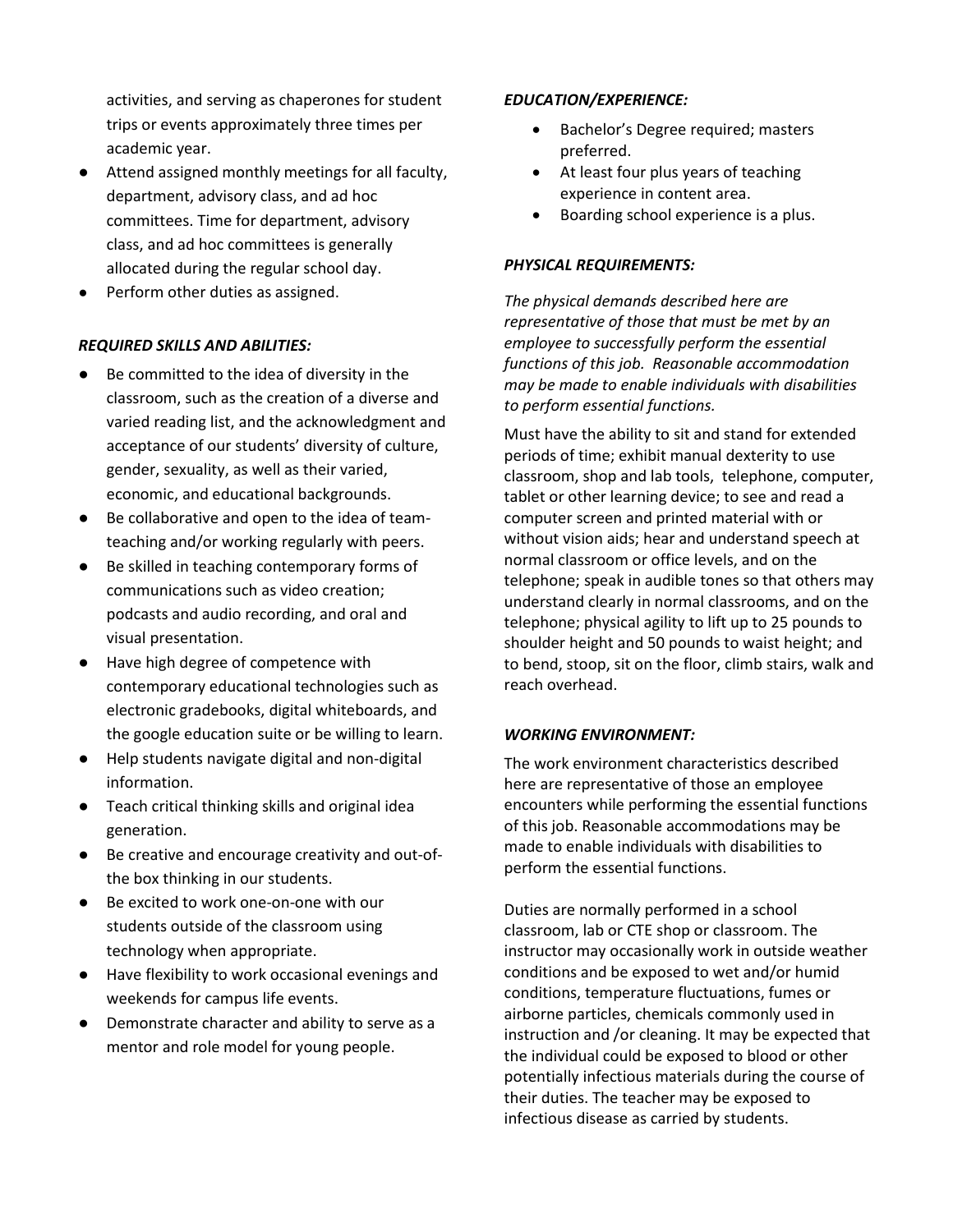activities, and serving as chaperones for student trips or events approximately three times per academic year.

- Attend assigned monthly meetings for all faculty, department, advisory class, and ad hoc committees. Time for department, advisory class, and ad hoc committees is generally allocated during the regular school day.
- Perform other duties as assigned.

***REQUIRED SKILLS AND ABILITIES:***

- Be committed to the idea of diversity in the classroom, such as the creation of a diverse and varied reading list, and the acknowledgment and acceptance of our students' diversity of culture, gender, sexuality, as well as their varied, economic, and educational backgrounds.
- Be collaborative and open to the idea of team-teaching and/or working regularly with peers.
- Be skilled in teaching contemporary forms of communications such as video creation; podcasts and audio recording, and oral and visual presentation.
- Have high degree of competence with contemporary educational technologies such as electronic gradebooks, digital whiteboards, and the google education suite or be willing to learn.
- Help students navigate digital and non-digital information.
- Teach critical thinking skills and original idea generation.
- Be creative and encourage creativity and out-of-the box thinking in our students.
- Be excited to work one-on-one with our students outside of the classroom using technology when appropriate.
- Have flexibility to work occasional evenings and weekends for campus life events.
- Demonstrate character and ability to serve as a mentor and role model for young people.

***EDUCATION/EXPERIENCE:***

- Bachelor's Degree required; masters preferred.
- At least four plus years of teaching experience in content area.
- Boarding school experience is a plus.

***PHYSICAL REQUIREMENTS:***

*The physical demands described here are representative of those that must be met by an employee to successfully perform the essential functions of this job. Reasonable accommodation may be made to enable individuals with disabilities to perform essential functions.*

Must have the ability to sit and stand for extended periods of time; exhibit manual dexterity to use classroom, shop and lab tools, telephone, computer, tablet or other learning device; to see and read a computer screen and printed material with or without vision aids; hear and understand speech at normal classroom or office levels, and on the telephone; speak in audible tones so that others may understand clearly in normal classrooms, and on the telephone; physical agility to lift up to 25 pounds to shoulder height and 50 pounds to waist height; and to bend, stoop, sit on the floor, climb stairs, walk and reach overhead.

***WORKING ENVIRONMENT:***

The work environment characteristics described here are representative of those an employee encounters while performing the essential functions of this job. Reasonable accommodations may be made to enable individuals with disabilities to perform the essential functions.

Duties are normally performed in a school classroom, lab or CTE shop or classroom. The instructor may occasionally work in outside weather conditions and be exposed to wet and/or humid conditions, temperature fluctuations, fumes or airborne particles, chemicals commonly used in instruction and /or cleaning. It may be expected that the individual could be exposed to blood or other potentially infectious materials during the course of their duties. The teacher may be exposed to infectious disease as carried by students.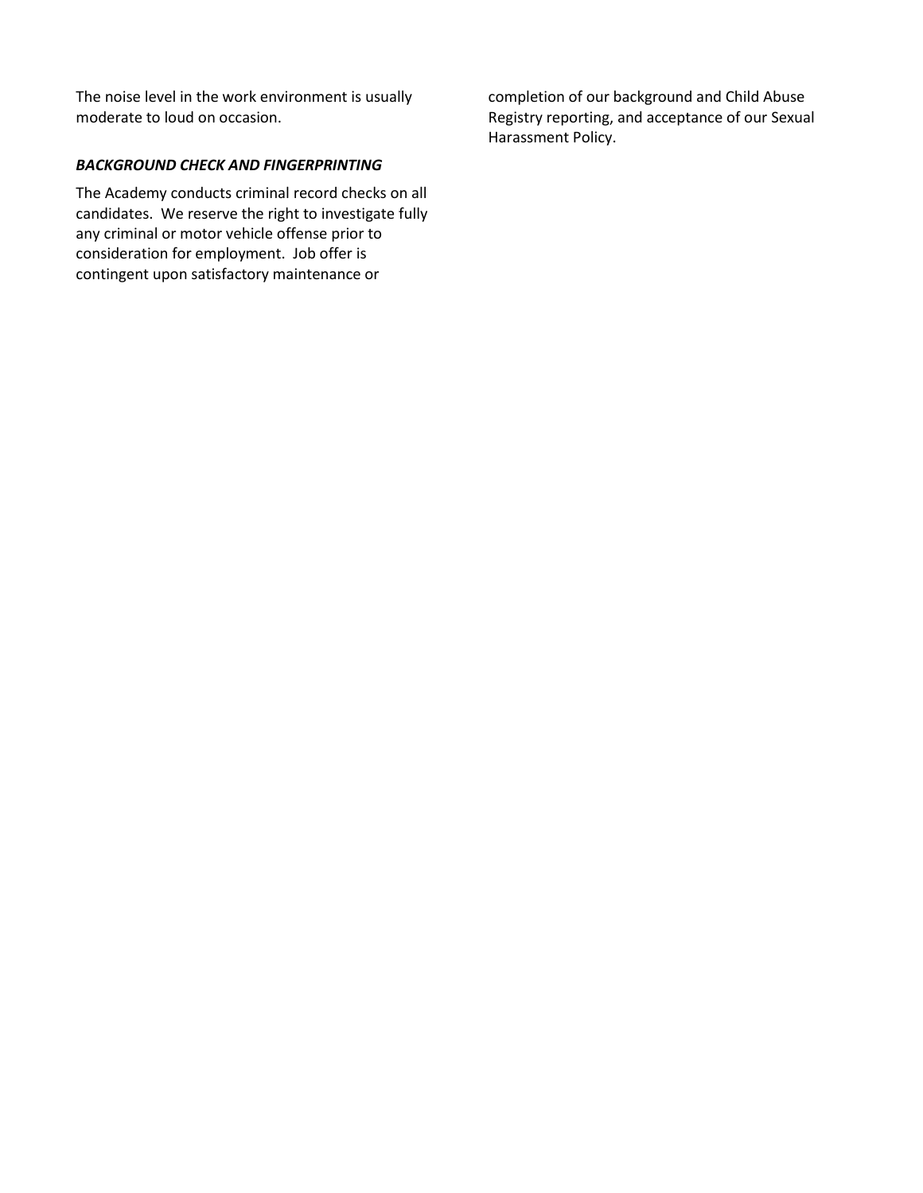The noise level in the work environment is usually moderate to loud on occasion.

***BACKGROUND CHECK AND FINGERPRINTING***

The Academy conducts criminal record checks on all candidates. We reserve the right to investigate fully any criminal or motor vehicle offense prior to consideration for employment. Job offer is contingent upon satisfactory maintenance or completion of our background and Child Abuse Registry reporting, and acceptance of our Sexual Harassment Policy.